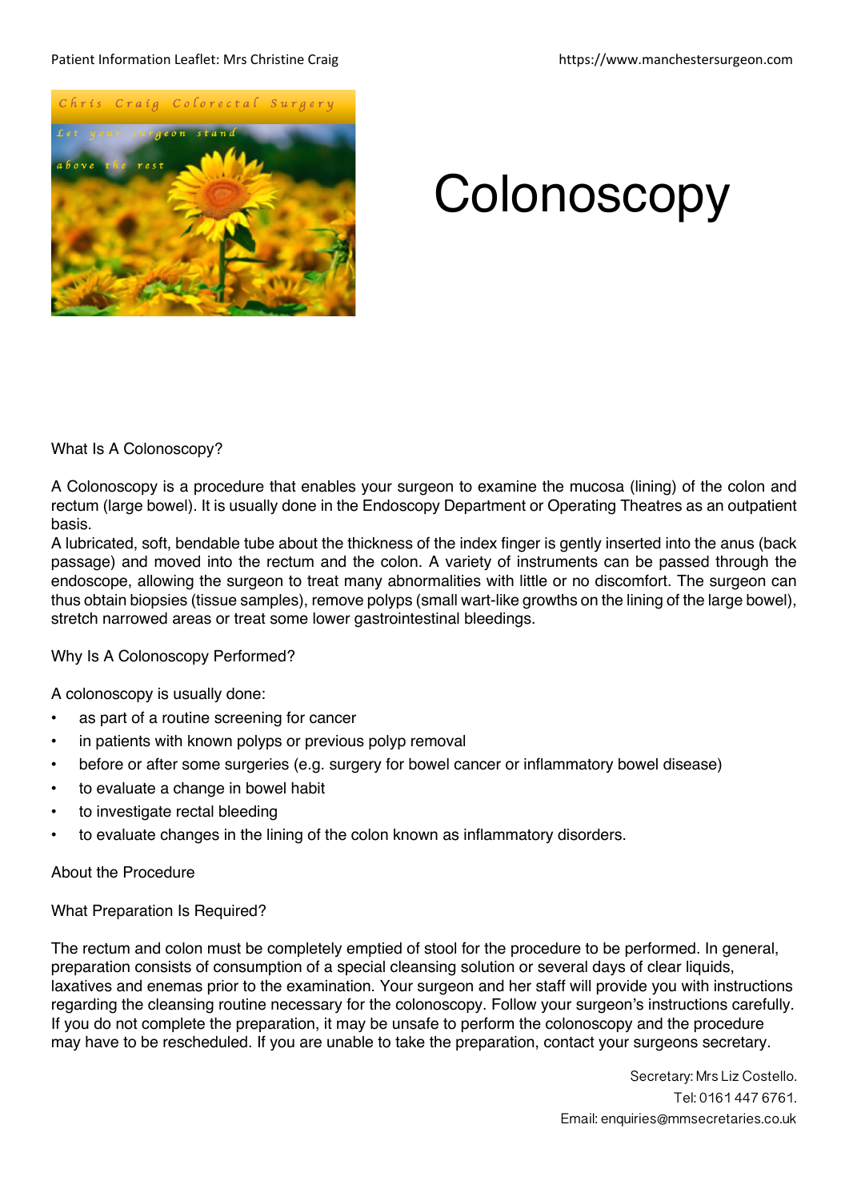# Colonoscopy

## What Is A Colonoscopy?

A Colonoscopy is a procedure that enables your surgeon to examine the mucosa (lining) of the colon and rectum (large bowel). It is usually done in the Endoscopy Department or Operating Theatres as an outpatient basis.

A lubricated, soft, bendable tube about the thickness of the index finger is gently inserted into the anus (back passage) and moved into the rectum and the colon. A variety of instruments can be passed through the endoscope, allowing the surgeon to treat many abnormalities with little or no discomfort. The surgeon can thus obtain biopsies (tissue samples), remove polyps (small wart-like growths on the lining of the large bowel), stretch narrowed areas or treat some lower gastrointestinal bleedings.

## Why Is A Colonoscopy Performed?

A colonoscopy is usually done:

- as part of a routine screening for cancer
- in patients with known polyps or previous polyp removal
- before or after some surgeries (e.g. surgery for bowel cancer or inflammatory bowel disease)
- to evaluate a change in bowel habit
- to investigate rectal bleeding
- to evaluate changes in the lining of the colon known as inflammatory disorders.

## About the Procedure

### What Preparation Is Required?

The rectum and colon must be completely emptied of stool for the procedure to be performed. In general, preparation consists of consumption of a special cleansing solution or several days of clear liquids, laxatives and enemas prior to the examination. Your surgeon and her staff will provide you with instructions regarding the cleansing routine necessary for the colonoscopy. Follow your surgeon's instructions carefully. If you do not complete the preparation, it may be unsafe to perform the colonoscopy and the procedure may have to be rescheduled. If you are unable to take the preparation, contact your surgeons secretary.

Secretary: Mrs Liz Costello.
Tel: 0161 447 6761.
Email: enquiries@mmsecretaries.co.uk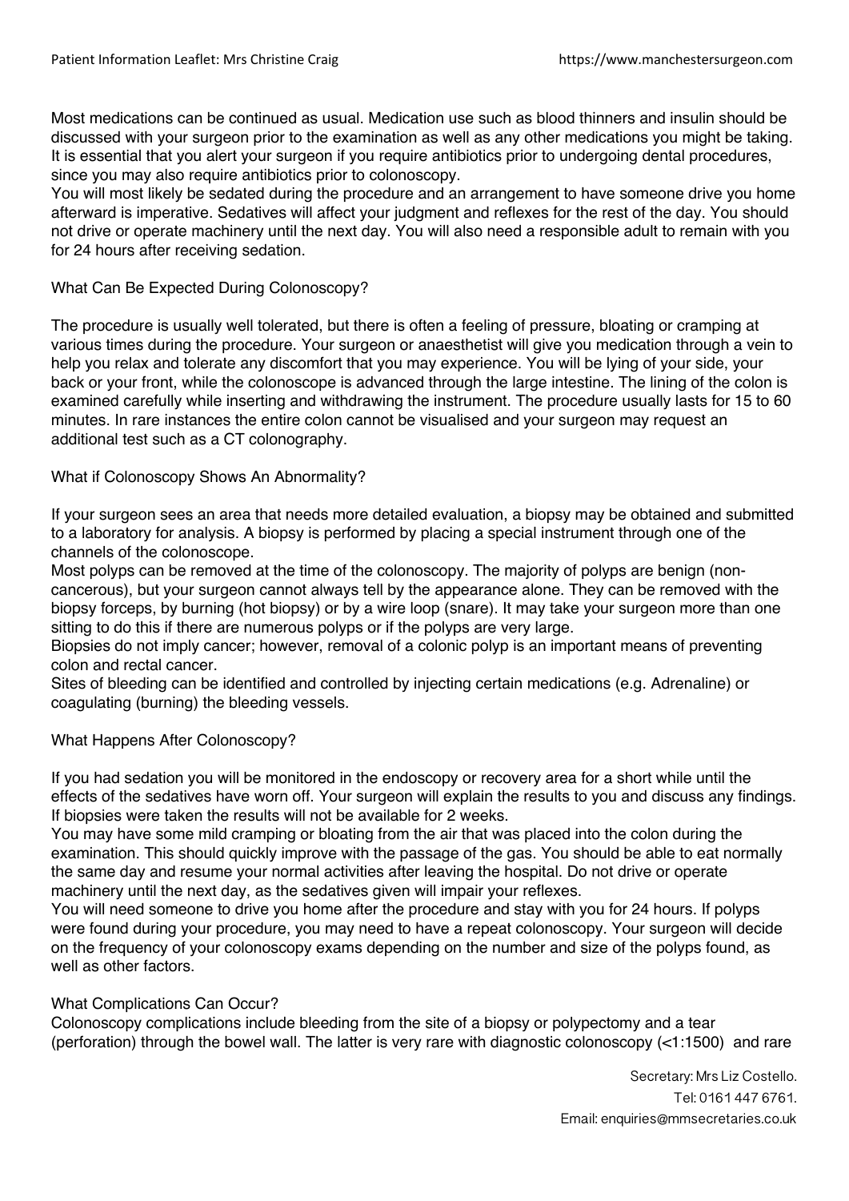Most medications can be continued as usual. Medication use such as blood thinners and insulin should be discussed with your surgeon prior to the examination as well as any other medications you might be taking. It is essential that you alert your surgeon if you require antibiotics prior to undergoing dental procedures, since you may also require antibiotics prior to colonoscopy.
You will most likely be sedated during the procedure and an arrangement to have someone drive you home afterward is imperative. Sedatives will affect your judgment and reflexes for the rest of the day. You should not drive or operate machinery until the next day. You will also need a responsible adult to remain with you for 24 hours after receiving sedation.

## What Can Be Expected During Colonoscopy?

The procedure is usually well tolerated, but there is often a feeling of pressure, bloating or cramping at various times during the procedure. Your surgeon or anaesthetist will give you medication through a vein to help you relax and tolerate any discomfort that you may experience. You will be lying of your side, your back or your front, while the colonoscope is advanced through the large intestine. The lining of the colon is examined carefully while inserting and withdrawing the instrument. The procedure usually lasts for 15 to 60 minutes. In rare instances the entire colon cannot be visualised and your surgeon may request an additional test such as a CT colonography.

## What if Colonoscopy Shows An Abnormality?

If your surgeon sees an area that needs more detailed evaluation, a biopsy may be obtained and submitted to a laboratory for analysis. A biopsy is performed by placing a special instrument through one of the channels of the colonoscope.
Most polyps can be removed at the time of the colonoscopy. The majority of polyps are benign (non-cancerous), but your surgeon cannot always tell by the appearance alone. They can be removed with the biopsy forceps, by burning (hot biopsy) or by a wire loop (snare). It may take your surgeon more than one sitting to do this if there are numerous polyps or if the polyps are very large.
Biopsies do not imply cancer; however, removal of a colonic polyp is an important means of preventing colon and rectal cancer.
Sites of bleeding can be identified and controlled by injecting certain medications (e.g. Adrenaline) or coagulating (burning) the bleeding vessels.

## What Happens After Colonoscopy?

If you had sedation you will be monitored in the endoscopy or recovery area for a short while until the effects of the sedatives have worn off. Your surgeon will explain the results to you and discuss any findings. If biopsies were taken the results will not be available for 2 weeks.
You may have some mild cramping or bloating from the air that was placed into the colon during the examination. This should quickly improve with the passage of the gas. You should be able to eat normally the same day and resume your normal activities after leaving the hospital. Do not drive or operate machinery until the next day, as the sedatives given will impair your reflexes.
You will need someone to drive you home after the procedure and stay with you for 24 hours. If polyps were found during your procedure, you may need to have a repeat colonoscopy. Your surgeon will decide on the frequency of your colonoscopy exams depending on the number and size of the polyps found, as well as other factors.

## What Complications Can Occur?

Colonoscopy complications include bleeding from the site of a biopsy or polypectomy and a tear (perforation) through the bowel wall. The latter is very rare with diagnostic colonoscopy (<1:1500) and rare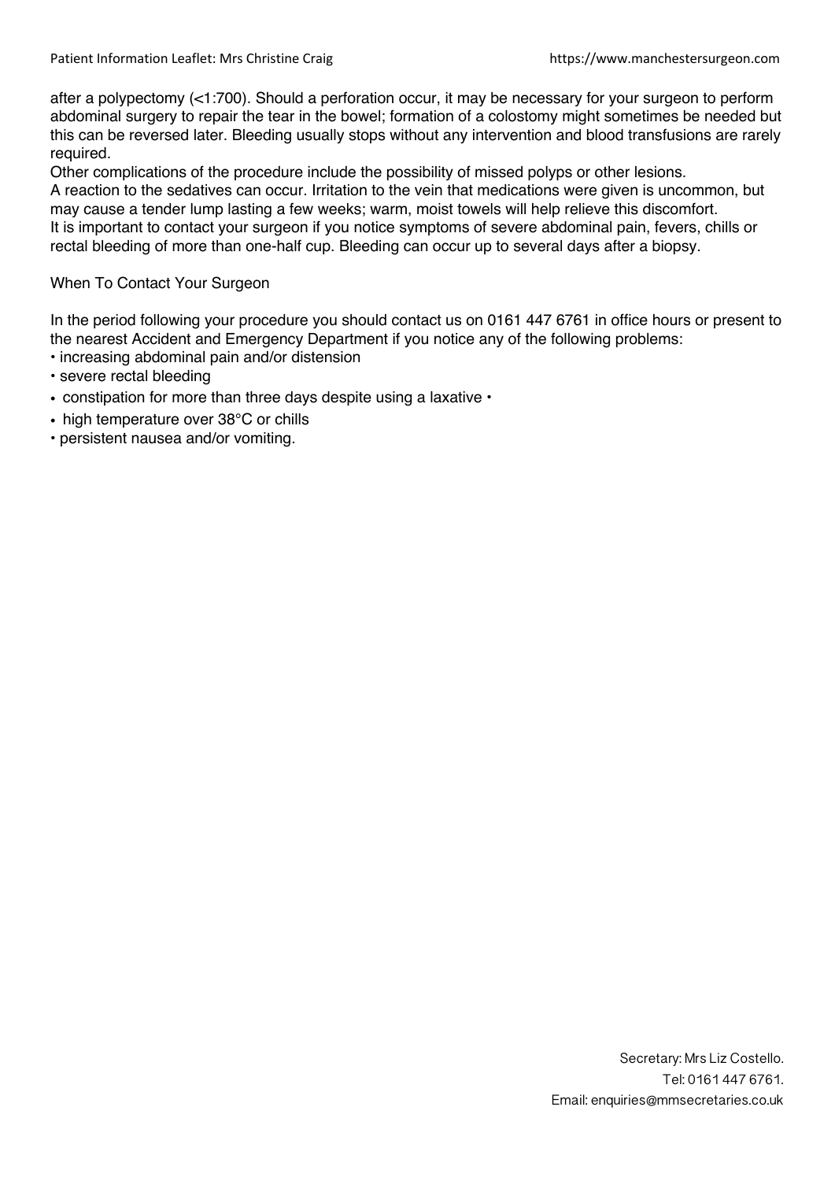after a polypectomy (<1:700). Should a perforation occur, it may be necessary for your surgeon to perform abdominal surgery to repair the tear in the bowel; formation of a colostomy might sometimes be needed but this can be reversed later. Bleeding usually stops without any intervention and blood transfusions are rarely required.

Other complications of the procedure include the possibility of missed polyps or other lesions.

A reaction to the sedatives can occur. Irritation to the vein that medications were given is uncommon, but may cause a tender lump lasting a few weeks; warm, moist towels will help relieve this discomfort.

It is important to contact your surgeon if you notice symptoms of severe abdominal pain, fevers, chills or rectal bleeding of more than one-half cup. Bleeding can occur up to several days after a biopsy.

## When To Contact Your Surgeon

In the period following your procedure you should contact us on 0161 447 6761 in office hours or present to the nearest Accident and Emergency Department if you notice any of the following problems:

- increasing abdominal pain and/or distension
- severe rectal bleeding
- constipation for more than three days despite using a laxative •
- high temperature over 38°C or chills
- persistent nausea and/or vomiting.

Secretary: Mrs Liz Costello.
Tel: 0161 447 6761.
Email: enquiries@mmsecretaries.co.uk